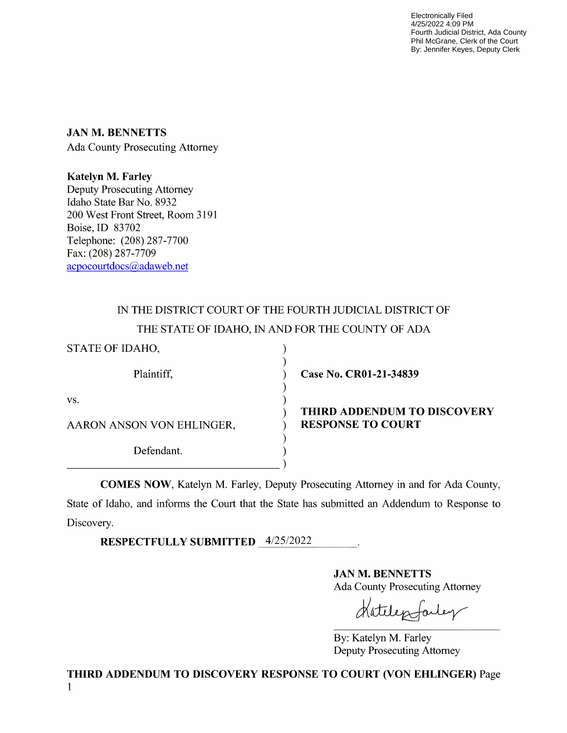Electronically Filed
4/25/2022 4:09 PM
Fourth Judicial District, Ada County
Phil McGrane, Clerk of the Court
By: Jennifer Keyes, Deputy Clerk

**JAN M. BENNETTS**
Ada County Prosecuting Attorney

**Katelyn M. Farley**
Deputy Prosecuting Attorney
Idaho State Bar No. 8932
200 West Front Street, Room 3191
Boise, ID 83702
Telephone: (208) 287-7700
Fax: (208) 287-7709
acpocourtdocs@adaweb.net

IN THE DISTRICT COURT OF THE FOURTH JUDICIAL DISTRICT OF
THE STATE OF IDAHO, IN AND FOR THE COUNTY OF ADA

STATE OF IDAHO,

Plaintiff,

vs.

AARON ANSON VON EHLINGER,

Defendant.

**Case No. CR01-21-34839**

**THIRD ADDENDUM TO DISCOVERY RESPONSE TO COURT**

**COMES NOW**, Katelyn M. Farley, Deputy Prosecuting Attorney in and for Ada County, State of Idaho, and informs the Court that the State has submitted an Addendum to Response to Discovery.

**RESPECTFULLY SUBMITTED** 4/25/2022.

**JAN M. BENNETTS**
Ada County Prosecuting Attorney

By: Katelyn M. Farley
Deputy Prosecuting Attorney

**THIRD ADDENDUM TO DISCOVERY RESPONSE TO COURT (VON EHLINGER)** Page 1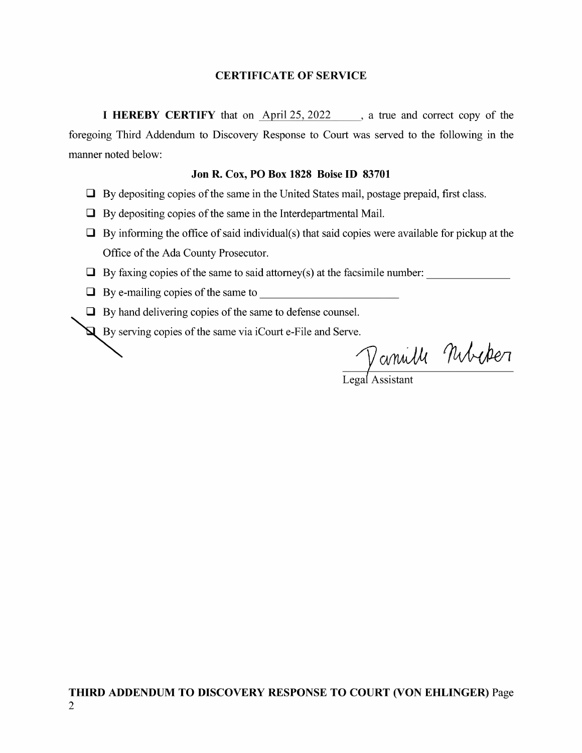## CERTIFICATE OF SERVICE

**I HEREBY CERTIFY** that on April 25, 2022, a true and correct copy of the foregoing Third Addendum to Discovery Response to Court was served to the following in the manner noted below:

**Jon R. Cox, PO Box 1828 Boise ID 83701**

- ☐ By depositing copies of the same in the United States mail, postage prepaid, first class.
- ☐ By depositing copies of the same in the Interdepartmental Mail.
- ☐ By informing the office of said individual(s) that said copies were available for pickup at the Office of the Ada County Prosecutor.
- ☐ By faxing copies of the same to said attorney(s) at the facsimile number: ______________
- ☐ By e-mailing copies of the same to ________________________
- ☐ By hand delivering copies of the same to defense counsel.
- ☒ By serving copies of the same via iCourt e-File and Serve.

Danielle Weber
Legal Assistant

**THIRD ADDENDUM TO DISCOVERY RESPONSE TO COURT (VON EHLINGER)**